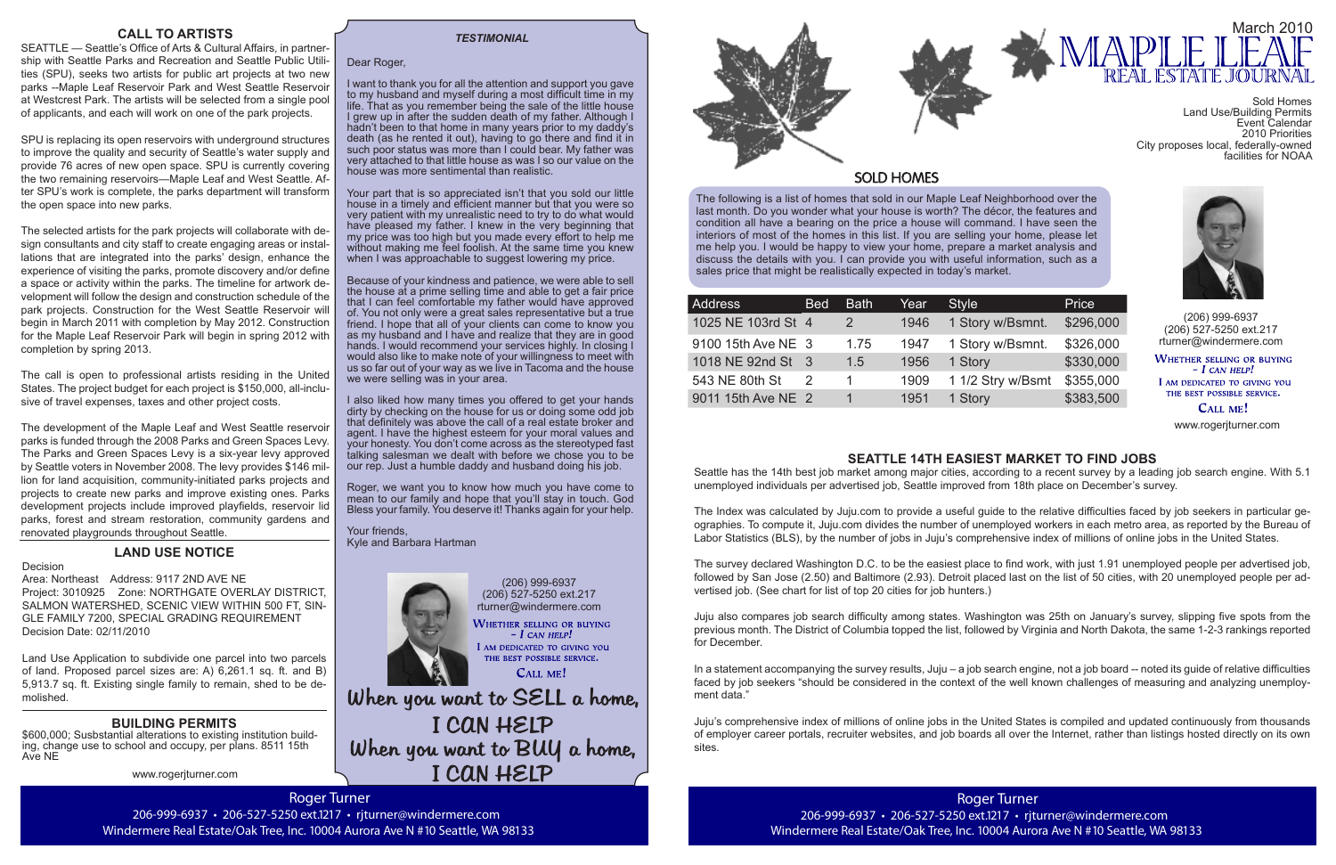## CALL TO ARTISTS

SEATTLE — Seattle's Office of Arts & Cultural Affairs, in partnership with Seattle Parks and Recreation and Seattle Public Utilities (SPU), seeks two artists for public art projects at two new parks --Maple Leaf Reservoir Park and West Seattle Reservoir at Westcrest Park. The artists will be selected from a single pool of applicants, and each will work on one of the park projects.

SPU is replacing its open reservoirs with underground structures to improve the quality and security of Seattle's water supply and provide 76 acres of new open space. SPU is currently covering the two remaining reservoirs—Maple Leaf and West Seattle. After SPU's work is complete, the parks department will transform the open space into new parks.

The selected artists for the park projects will collaborate with design consultants and city staff to create engaging areas or installations that are integrated into the parks' design, enhance the experience of visiting the parks, promote discovery and/or define a space or activity within the parks. The timeline for artwork development will follow the design and construction schedule of the park projects. Construction for the West Seattle Reservoir will begin in March 2011 with completion by May 2012. Construction for the Maple Leaf Reservoir Park will begin in spring 2012 with completion by spring 2013.

The call is open to professional artists residing in the United States. The project budget for each project is $150,000, all-inclusive of travel expenses, taxes and other project costs.

The development of the Maple Leaf and West Seattle reservoir parks is funded through the 2008 Parks and Green Spaces Levy. The Parks and Green Spaces Levy is a six-year levy approved by Seattle voters in November 2008. The levy provides $146 million for land acquisition, community-initiated parks projects and projects to create new parks and improve existing ones. Parks development projects include improved playfields, reservoir lid parks, forest and stream restoration, community gardens and renovated playgrounds throughout Seattle.

## LAND USE NOTICE

Decision
Area: Northeast Address: 9117 2ND AVE NE
Project: 3010925 Zone: NORTHGATE OVERLAY DISTRICT, SALMON WATERSHED, SCENIC VIEW WITHIN 500 FT, SINGLE FAMILY 7200, SPECIAL GRADING REQUIREMENT
Decision Date: 02/11/2010

Land Use Application to subdivide one parcel into two parcels of land. Proposed parcel sizes are: A) 6,261.1 sq. ft. and B) 5,913.7 sq. ft. Existing single family to remain, shed to be demolished.

## BUILDING PERMITS

$600,000; Susbstantial alterations to existing institution building, change use to school and occupy, per plans. 8511 15th Ave NE

www.rogerjturner.com

### *TESTIMONIAL*

Dear Roger,

I want to thank you for all the attention and support you gave to my husband and myself during a most difficult time in my life. That as you remember being the sale of the little house I grew up in after the sudden death of my father. Although I hadn't been to that home in many years prior to my daddy's death (as he rented it out), having to go there and find it in such poor status was more than I could bear. My father was very attached to that little house as was I so our value on the house was more sentimental than realistic.

Your part that is so appreciated isn't that you sold our little house in a timely and efficient manner but that you were so very patient with my unrealistic need to try to do what would have pleased my father. I knew in the very beginning that my price was too high but you made every effort to help me without making me feel foolish. At the same time you knew when I was approachable to suggest lowering my price.

Because of your kindness and patience, we were able to sell the house at a prime selling time and able to get a fair price that I can feel comfortable my father would have approved of. You not only were a great sales representative but a true friend. I hope that all of your clients can come to know you as my husband and I have and realize that they are in good hands. I would recommend your services highly. In closing I would also like to make note of your willingness to meet with us so far out of your way as we live in Tacoma and the house we were selling was in your area.

I also liked how many times you offered to get your hands dirty by checking on the house for us or doing some odd job that definitely was above the call of a real estate broker and agent. I have the highest esteem for your moral values and your honesty. You don't come across as the stereotyped fast talking salesman we dealt with before we chose you to be our rep. Just a humble daddy and husband doing his job.

Roger, we want you to know how much you have come to mean to our family and hope that you'll stay in touch. God Bless your family. You deserve it! Thanks again for your help.

Your friends,
Kyle and Barbara Hartman

(206) 999-6937
(206) 527-5250 ext.217
rturner@windermere.com

WHETHER SELLING OR BUYING – I CAN HELP!
I AM DEDICATED TO GIVING YOU THE BEST POSSIBLE SERVICE.
CALL ME!

**When you want to SELL a home, I CAN HELP**
**When you want to BUY a home, I CAN HELP**

Roger Turner
206-999-6937 • 206-527-5250 ext.1217 • rjturner@windermere.com
Windermere Real Estate/Oak Tree, Inc. 10004 Aurora Ave N #10 Seattle, WA 98133

March 2010

# MAPLE LEAF REAL ESTATE JOURNAL

Sold Homes
Land Use/Building Permits
Event Calendar
2010 Priorities
City proposes local, federally-owned facilities for NOAA

## SOLD HOMES

The following is a list of homes that sold in our Maple Leaf Neighborhood over the last month. Do you wonder what your house is worth? The décor, the features and condition all have a bearing on the price a house will command. I have seen the interiors of most of the homes in this list. If you are selling your home, please let me help you. I would be happy to view your home, prepare a market analysis and discuss the details with you. I can provide you with useful information, such as a sales price that might be realistically expected in today's market.

| Address | Bed | Bath | Year | Style | Price |
|---|---|---|---|---|---|
| 1025 NE 103rd St | 4 | 2 | 1946 | 1 Story w/Bsmnt. | $296,000 |
| 9100 15th Ave NE | 3 | 1.75 | 1947 | 1 Story w/Bsmnt. | $326,000 |
| 1018 NE 92nd St | 3 | 1.5 | 1956 | 1 Story | $330,000 |
| 543 NE 80th St | 2 | 1 | 1909 | 1 1/2 Stry w/Bsmt | $355,000 |
| 9011 15th Ave NE | 2 | 1 | 1951 | 1 Story | $383,500 |

(206) 999-6937
(206) 527-5250 ext.217
rturner@windermere.com

WHETHER SELLING OR BUYING – I CAN HELP!
I AM DEDICATED TO GIVING YOU THE BEST POSSIBLE SERVICE.
CALL ME!

www.rogerjturner.com

## SEATTLE 14TH EASIEST MARKET TO FIND JOBS

Seattle has the 14th best job market among major cities, according to a recent survey by a leading job search engine. With 5.1 unemployed individuals per advertised job, Seattle improved from 18th place on December's survey.

The Index was calculated by Juju.com to provide a useful guide to the relative difficulties faced by job seekers in particular geographies. To compute it, Juju.com divides the number of unemployed workers in each metro area, as reported by the Bureau of Labor Statistics (BLS), by the number of jobs in Juju's comprehensive index of millions of online jobs in the United States.

The survey declared Washington D.C. to be the easiest place to find work, with just 1.91 unemployed people per advertised job, followed by San Jose (2.50) and Baltimore (2.93). Detroit placed last on the list of 50 cities, with 20 unemployed people per advertised job. (See chart for list of top 20 cities for job hunters.)

Juju also compares job search difficulty among states. Washington was 25th on January's survey, slipping five spots from the previous month. The District of Columbia topped the list, followed by Virginia and North Dakota, the same 1-2-3 rankings reported for December.

In a statement accompanying the survey results, Juju – a job search engine, not a job board -- noted its guide of relative difficulties faced by job seekers "should be considered in the context of the well known challenges of measuring and analyzing unemployment data."

Juju's comprehensive index of millions of online jobs in the United States is compiled and updated continuously from thousands of employer career portals, recruiter websites, and job boards all over the Internet, rather than listings hosted directly on its own sites.

Roger Turner
206-999-6937 • 206-527-5250 ext.1217 • rjturner@windermere.com
Windermere Real Estate/Oak Tree, Inc. 10004 Aurora Ave N #10 Seattle, WA 98133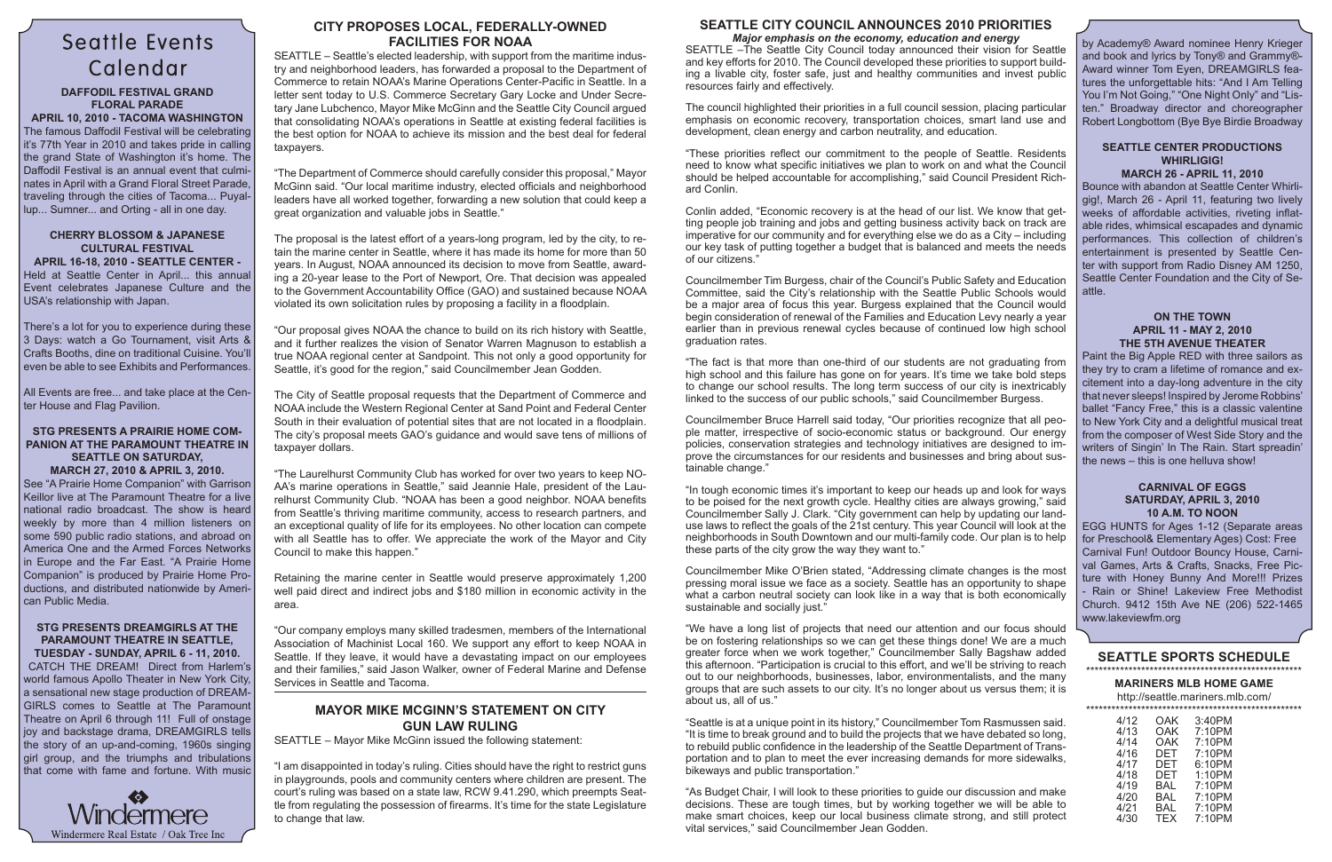# Seattle Events Calendar

### DAFFODIL FESTIVAL GRAND FLORAL PARADE

**APRIL 10, 2010 - TACOMA WASHINGTON**

The famous Daffodil Festival will be celebrating it's 77th Year in 2010 and takes pride in calling the grand State of Washington it's home. The Daffodil Festival is an annual event that culminates in April with a Grand Floral Street Parade, traveling through the cities of Tacoma... Puyallup... Sumner... and Orting - all in one day.

### CHERRY BLOSSOM & JAPANESE CULTURAL FESTIVAL

**APRIL 16-18, 2010 - SEATTLE CENTER -**

Held at Seattle Center in April... this annual Event celebrates Japanese Culture and the USA's relationship with Japan.

There's a lot for you to experience during these 3 Days: watch a Go Tournament, visit Arts & Crafts Booths, dine on traditional Cuisine. You'll even be able to see Exhibits and Performances.

All Events are free... and take place at the Center House and Flag Pavilion.

### STG PRESENTS A PRAIRIE HOME COMPANION AT THE PARAMOUNT THEATRE IN SEATTLE ON SATURDAY, MARCH 27, 2010 & APRIL 3, 2010.

See "A Prairie Home Companion" with Garrison Keillor live at The Paramount Theatre for a live national radio broadcast. The show is heard weekly by more than 4 million listeners on some 590 public radio stations, and abroad on America One and the Armed Forces Networks in Europe and the Far East. "A Prairie Home Companion" is produced by Prairie Home Productions, and distributed nationwide by American Public Media.

### STG PRESENTS DREAMGIRLS AT THE PARAMOUNT THEATRE IN SEATTLE, TUESDAY - SUNDAY, APRIL 6 - 11, 2010.

CATCH THE DREAM! Direct from Harlem's world famous Apollo Theater in New York City, a sensational new stage production of DREAMGIRLS comes to Seattle at The Paramount Theatre on April 6 through 11! Full of onstage joy and backstage drama, DREAMGIRLS tells the story of an up-and-coming, 1960s singing girl group, and the triumphs and tribulations that come with fame and fortune. With music by Academy® Award nominee Henry Krieger and book and lyrics by Tony® and Grammy®-Award winner Tom Eyen, DREAMGIRLS features the unforgettable hits: "And I Am Telling You I'm Not Going," "One Night Only" and "Listen." Broadway director and choreographer Robert Longbottom (Bye Bye Birdie Broadway

### SEATTLE CENTER PRODUCTIONS WHIRLIGIG!

**MARCH 26 - APRIL 11, 2010**

Bounce with abandon at Seattle Center Whirligig!, March 26 - April 11, featuring two lively weeks of affordable activities, riveting inflatable rides, whimsical escapades and dynamic performances. This collection of children's entertainment is presented by Seattle Center with support from Radio Disney AM 1250, Seattle Center Foundation and the City of Seattle.

### ON THE TOWN

**APRIL 11 - MAY 2, 2010**

**THE 5TH AVENUE THEATER**

Paint the Big Apple RED with three sailors as they try to cram a lifetime of romance and excitement into a day-long adventure in the city that never sleeps! Inspired by Jerome Robbins' ballet "Fancy Free," this is a classic valentine to New York City and a delightful musical treat from the composer of West Side Story and the writers of Singin' In The Rain. Start spreadin' the news – this is one helluva show!

### CARNIVAL OF EGGS

**SATURDAY, APRIL 3, 2010**

**10 A.M. TO NOON**

EGG HUNTS for Ages 1-12 (Separate areas for Preschool& Elementary Ages) Cost: Free Carnival Fun! Outdoor Bouncy House, Carnival Games, Arts & Crafts, Snacks, Free Picture with Honey Bunny And More!!! Prizes - Rain or Shine! Lakeview Free Methodist Church. 9412 15th Ave NE (206) 522-1465 www.lakeviewfm.org

Windermere

Windermere Real Estate / Oak Tree Inc

## CITY PROPOSES LOCAL, FEDERALLY-OWNED FACILITIES FOR NOAA

SEATTLE – Seattle's elected leadership, with support from the maritime industry and neighborhood leaders, has forwarded a proposal to the Department of Commerce to retain NOAA's Marine Operations Center-Pacific in Seattle. In a letter sent today to U.S. Commerce Secretary Gary Locke and Under Secretary Jane Lubchenco, Mayor Mike McGinn and the Seattle City Council argued that consolidating NOAA's operations in Seattle at existing federal facilities is the best option for NOAA to achieve its mission and the best deal for federal taxpayers.

"The Department of Commerce should carefully consider this proposal," Mayor McGinn said. "Our local maritime industry, elected officials and neighborhood leaders have all worked together, forwarding a new solution that could keep a great organization and valuable jobs in Seattle."

The proposal is the latest effort of a years-long program, led by the city, to retain the marine center in Seattle, where it has made its home for more than 50 years. In August, NOAA announced its decision to move from Seattle, awarding a 20-year lease to the Port of Newport, Ore. That decision was appealed to the Government Accountability Office (GAO) and sustained because NOAA violated its own solicitation rules by proposing a facility in a floodplain.

"Our proposal gives NOAA the chance to build on its rich history with Seattle, and it further realizes the vision of Senator Warren Magnuson to establish a true NOAA regional center at Sandpoint. This not only a good opportunity for Seattle, it's good for the region," said Councilmember Jean Godden.

The City of Seattle proposal requests that the Department of Commerce and NOAA include the Western Regional Center at Sand Point and Federal Center South in their evaluation of potential sites that are not located in a floodplain. The city's proposal meets GAO's guidance and would save tens of millions of taxpayer dollars.

"The Laurelhurst Community Club has worked for over two years to keep NOAA's marine operations in Seattle," said Jeannie Hale, president of the Laurelhurst Community Club. "NOAA has been a good neighbor. NOAA benefits from Seattle's thriving maritime community, access to research partners, and an exceptional quality of life for its employees. No other location can compete with all Seattle has to offer. We appreciate the work of the Mayor and City Council to make this happen."

Retaining the marine center in Seattle would preserve approximately 1,200 well paid direct and indirect jobs and $180 million in economic activity in the area.

"Our company employs many skilled tradesmen, members of the International Association of Machinist Local 160. We support any effort to keep NOAA in Seattle. If they leave, it would have a devastating impact on our employees and their families," said Jason Walker, owner of Federal Marine and Defense Services in Seattle and Tacoma.

## MAYOR MIKE MCGINN'S STATEMENT ON CITY GUN LAW RULING

SEATTLE – Mayor Mike McGinn issued the following statement:

"I am disappointed in today's ruling. Cities should have the right to restrict guns in playgrounds, pools and community centers where children are present. The court's ruling was based on a state law, RCW 9.41.290, which preempts Seattle from regulating the possession of firearms. It's time for the state Legislature to change that law.

## SEATTLE CITY COUNCIL ANNOUNCES 2010 PRIORITIES

***Major emphasis on the economy, education and energy***

SEATTLE –The Seattle City Council today announced their vision for Seattle and key efforts for 2010. The Council developed these priorities to support building a livable city, foster safe, just and healthy communities and invest public resources fairly and effectively.

The council highlighted their priorities in a full council session, placing particular emphasis on economic recovery, transportation choices, smart land use and development, clean energy and carbon neutrality, and education.

"These priorities reflect our commitment to the people of Seattle. Residents need to know what specific initiatives we plan to work on and what the Council should be helped accountable for accomplishing," said Council President Richard Conlin.

Conlin added, "Economic recovery is at the head of our list. We know that getting people job training and jobs and getting business activity back on track are imperative for our community and for everything else we do as a City – including our key task of putting together a budget that is balanced and meets the needs of our citizens."

Councilmember Tim Burgess, chair of the Council's Public Safety and Education Committee, said the City's relationship with the Seattle Public Schools would be a major area of focus this year. Burgess explained that the Council would begin consideration of renewal of the Families and Education Levy nearly a year earlier than in previous renewal cycles because of continued low high school graduation rates.

"The fact is that more than one-third of our students are not graduating from high school and this failure has gone on for years. It's time we take bold steps to change our school results. The long term success of our city is inextricably linked to the success of our public schools," said Councilmember Burgess.

Councilmember Bruce Harrell said today, "Our priorities recognize that all people matter, irrespective of socio-economic status or background. Our energy policies, conservation strategies and technology initiatives are designed to improve the circumstances for our residents and businesses and bring about sustainable change."

"In tough economic times it's important to keep our heads up and look for ways to be poised for the next growth cycle. Healthy cities are always growing," said Councilmember Sally J. Clark. "City government can help by updating our land-use laws to reflect the goals of the 21st century. This year Council will look at the neighborhoods in South Downtown and our multi-family code. Our plan is to help these parts of the city grow the way they want to."

Councilmember Mike O'Brien stated, "Addressing climate changes is the most pressing moral issue we face as a society. Seattle has an opportunity to shape what a carbon neutral society can look like in a way that is both economically sustainable and socially just."

"We have a long list of projects that need our attention and our focus should be on fostering relationships so we can get these things done! We are a much greater force when we work together," Councilmember Sally Bagshaw added this afternoon. "Participation is crucial to this effort, and we'll be striving to reach out to our neighborhoods, businesses, labor, environmentalists, and the many groups that are such assets to our city. It's no longer about us versus them; it is about us, all of us."

"Seattle is at a unique point in its history," Councilmember Tom Rasmussen said. "It is time to break ground and to build the projects that we have debated so long, to rebuild public confidence in the leadership of the Seattle Department of Transportation and to plan to meet the ever increasing demands for more sidewalks, bikeways and public transportation."

"As Budget Chair, I will look to these priorities to guide our discussion and make decisions. These are tough times, but by working together we will be able to make smart choices, keep our local business climate strong, and still protect vital services," said Councilmember Jean Godden.

## SEATTLE SPORTS SCHEDULE

### MARINERS MLB HOME GAME

http://seattle.mariners.mlb.com/

| | | |
|---|---|---|
| 4/12 | OAK | 3:40PM |
| 4/13 | OAK | 7:10PM |
| 4/14 | OAK | 7:10PM |
| 4/16 | DET | 7:10PM |
| 4/17 | DET | 6:10PM |
| 4/18 | DET | 1:10PM |
| 4/19 | BAL | 7:10PM |
| 4/20 | BAL | 7:10PM |
| 4/21 | BAL | 7:10PM |
| 4/30 | TEX | 7:10PM |